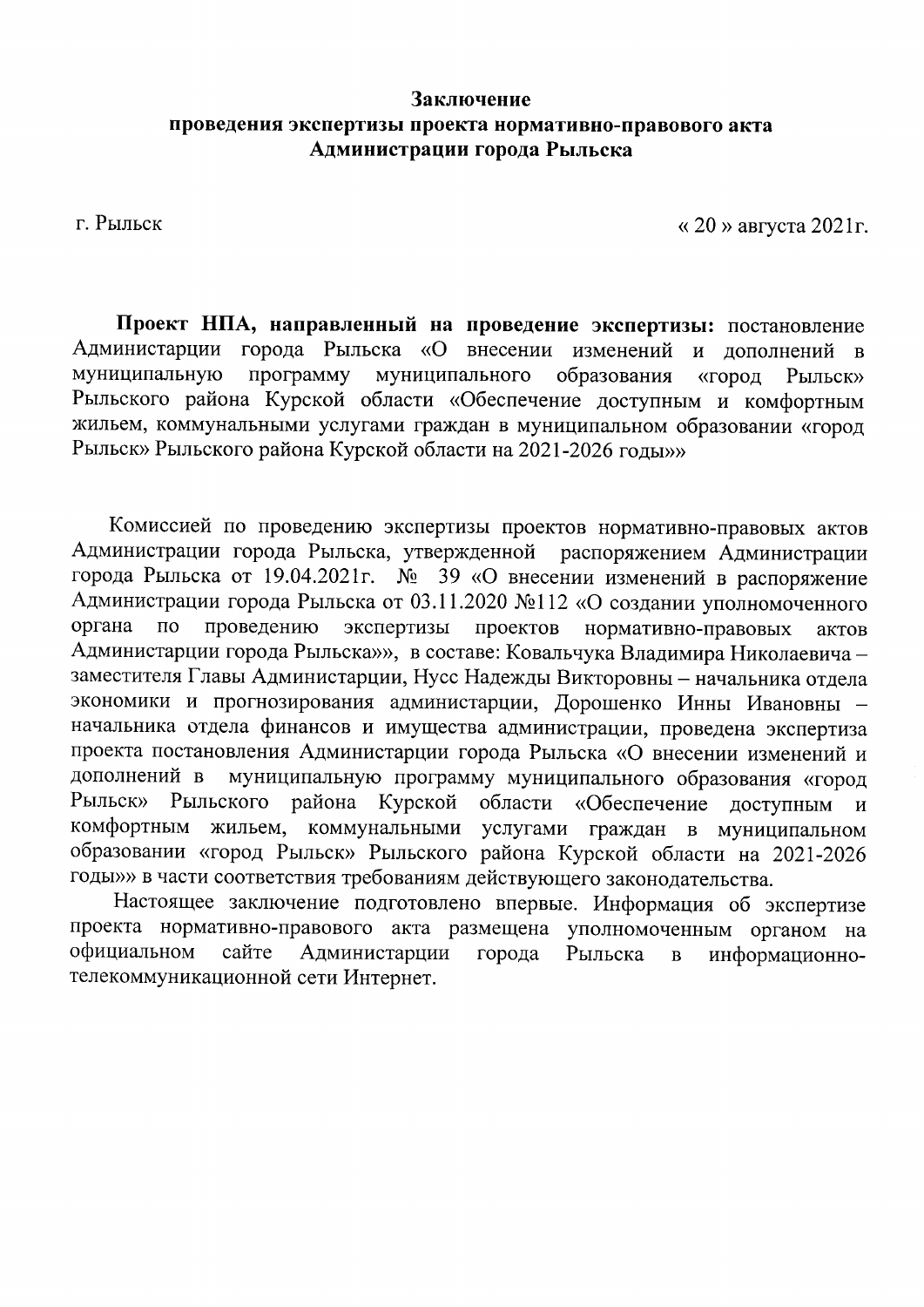**Заключение**
**проведения экспертизы проекта нормативно-правового акта**
**Администрации города Рыльска**

г. Рыльск « 20 » августа 2021г.

**Проект НПА, направленный на проведение экспертизы:** постановление Администарции города Рыльска «О внесении изменений и дополнений в муниципальную программу муниципального образования «город Рыльск» Рыльского района Курской области «Обеспечение доступным и комфортным жильем, коммунальными услугами граждан в муниципальном образовании «город Рыльск» Рыльского района Курской области на 2021-2026 годы»»

Комиссией по проведению экспертизы проектов нормативно-правовых актов Администрации города Рыльска, утвержденной распоряжением Администрации города Рыльска от 19.04.2021г. № 39 «О внесении изменений в распоряжение Администрации города Рыльска от 03.11.2020 №112 «О создании уполномоченного органа по проведению экспертизы проектов нормативно-правовых актов Администарции города Рыльска»», в составе: Ковальчука Владимира Николаевича – заместителя Главы Администарции, Нусс Надежды Викторовны – начальника отдела экономики и прогнозирования администарции, Дорошенко Инны Ивановны – начальника отдела финансов и имущества администрации, проведена экспертиза проекта постановления Администрации города Рыльска «О внесении изменений и дополнений в муниципальную программу муниципального образования «город Рыльск» Рыльского района Курской области «Обеспечение доступным и комфортным жильем, коммунальными услугами граждан в муниципальном образовании «город Рыльск» Рыльского района Курской области на 2021-2026 годы»» в части соответствия требованиям действующего законодательства.

Настоящее заключение подготовлено впервые. Информация об экспертизе проекта нормативно-правового акта размещена уполномоченным органом на официальном сайте Администрации города Рыльска в информационно-телекоммуникационной сети Интернет.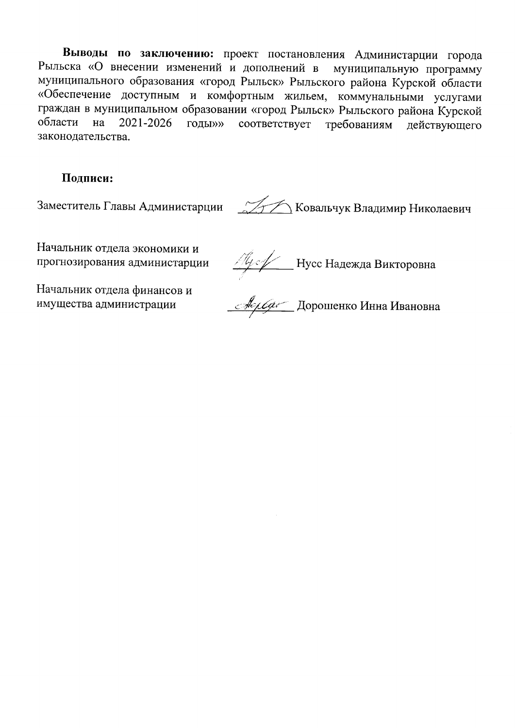**Выводы по заключению:** проект постановления Администарции города Рыльска «О внесении изменений и дополнений в муниципальную программу муниципального образования «город Рыльск» Рыльского района Курской области «Обеспечение доступным и комфортным жильем, коммунальными услугами граждан в муниципальном образовании «город Рыльск» Рыльского района Курской области на 2021-2026 годы»» соответствует требованиям действующего законодательства.

**Подписи:**

| | |
|---|---|
| Заместитель Главы Администарции | Ковальчук Владимир Николаевич |
| Начальник отдела экономики и прогнозирования администарции | Нусс Надежда Викторовна |
| Начальник отдела финансов и имущества администрации | Дорошенко Инна Ивановна |